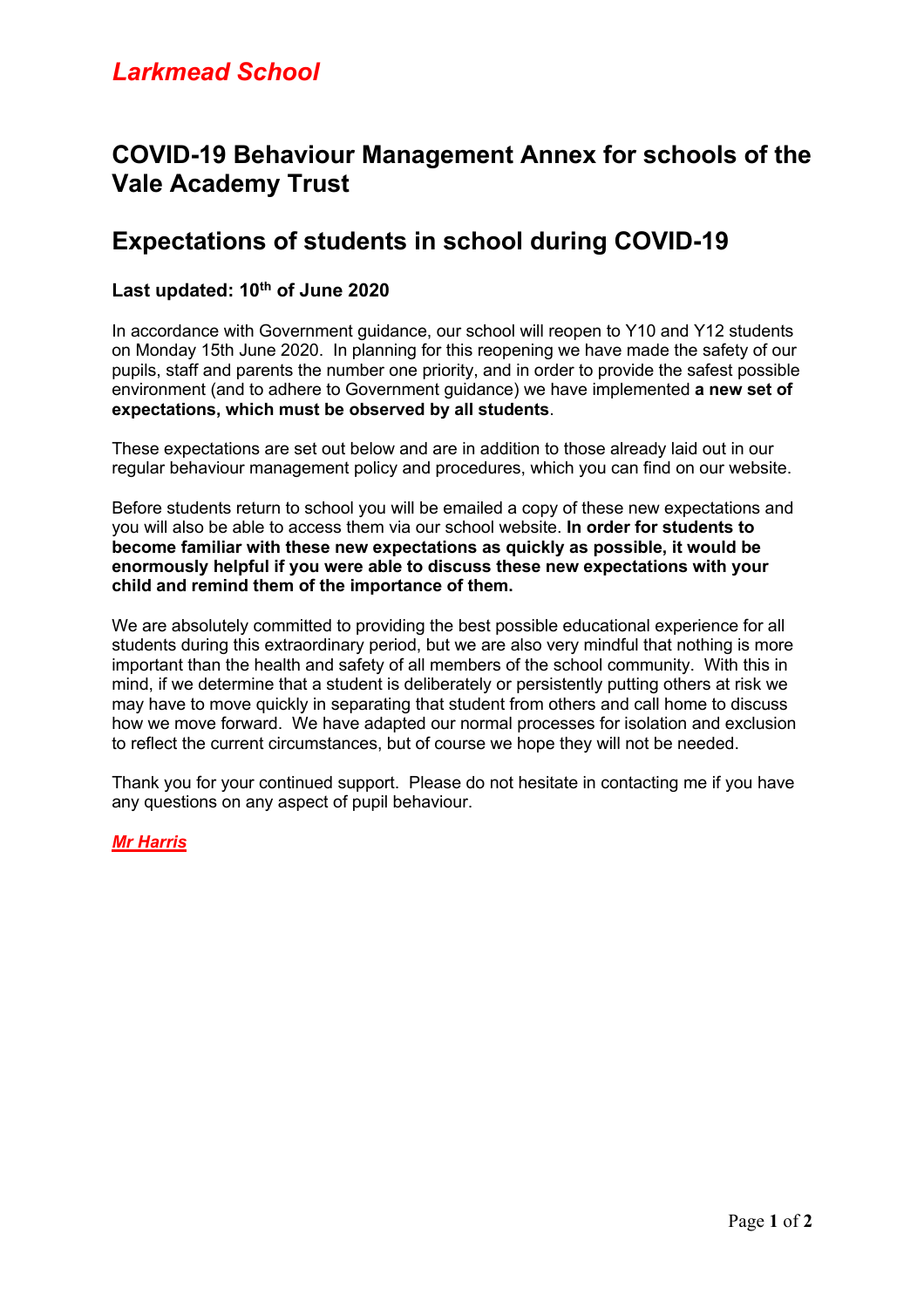*Larkmead School*

# COVID-19 Behaviour Management Annex for schools of the Vale Academy Trust

# Expectations of students in school during COVID-19

### Last updated: 10th of June 2020

In accordance with Government guidance, our school will reopen to Y10 and Y12 students on Monday 15th June 2020. In planning for this reopening we have made the safety of our pupils, staff and parents the number one priority, and in order to provide the safest possible environment (and to adhere to Government guidance) we have implemented **a new set of expectations, which must be observed by all students**.

These expectations are set out below and are in addition to those already laid out in our regular behaviour management policy and procedures, which you can find on our website.

Before students return to school you will be emailed a copy of these new expectations and you will also be able to access them via our school website. **In order for students to become familiar with these new expectations as quickly as possible, it would be enormously helpful if you were able to discuss these new expectations with your child and remind them of the importance of them.**

We are absolutely committed to providing the best possible educational experience for all students during this extraordinary period, but we are also very mindful that nothing is more important than the health and safety of all members of the school community. With this in mind, if we determine that a student is deliberately or persistently putting others at risk we may have to move quickly in separating that student from others and call home to discuss how we move forward. We have adapted our normal processes for isolation and exclusion to reflect the current circumstances, but of course we hope they will not be needed.

Thank you for your continued support. Please do not hesitate in contacting me if you have any questions on any aspect of pupil behaviour.

***Mr Harris***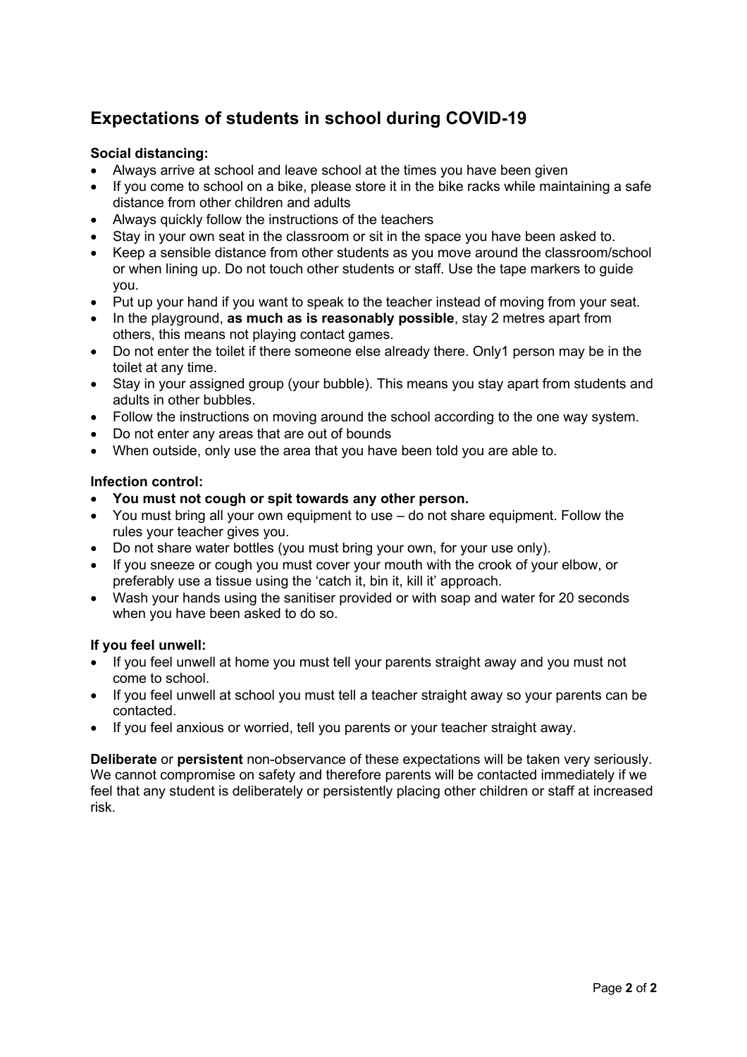## Expectations of students in school during COVID-19

**Social distancing:**

- Always arrive at school and leave school at the times you have been given
- If you come to school on a bike, please store it in the bike racks while maintaining a safe distance from other children and adults
- Always quickly follow the instructions of the teachers
- Stay in your own seat in the classroom or sit in the space you have been asked to.
- Keep a sensible distance from other students as you move around the classroom/school or when lining up. Do not touch other students or staff. Use the tape markers to guide you.
- Put up your hand if you want to speak to the teacher instead of moving from your seat.
- In the playground, **as much as is reasonably possible**, stay 2 metres apart from others, this means not playing contact games.
- Do not enter the toilet if there someone else already there. Only1 person may be in the toilet at any time.
- Stay in your assigned group (your bubble). This means you stay apart from students and adults in other bubbles.
- Follow the instructions on moving around the school according to the one way system.
- Do not enter any areas that are out of bounds
- When outside, only use the area that you have been told you are able to.

**Infection control:**

- **You must not cough or spit towards any other person.**
- You must bring all your own equipment to use – do not share equipment. Follow the rules your teacher gives you.
- Do not share water bottles (you must bring your own, for your use only).
- If you sneeze or cough you must cover your mouth with the crook of your elbow, or preferably use a tissue using the 'catch it, bin it, kill it' approach.
- Wash your hands using the sanitiser provided or with soap and water for 20 seconds when you have been asked to do so.

**If you feel unwell:**

- If you feel unwell at home you must tell your parents straight away and you must not come to school.
- If you feel unwell at school you must tell a teacher straight away so your parents can be contacted.
- If you feel anxious or worried, tell you parents or your teacher straight away.

**Deliberate** or **persistent** non-observance of these expectations will be taken very seriously. We cannot compromise on safety and therefore parents will be contacted immediately if we feel that any student is deliberately or persistently placing other children or staff at increased risk.